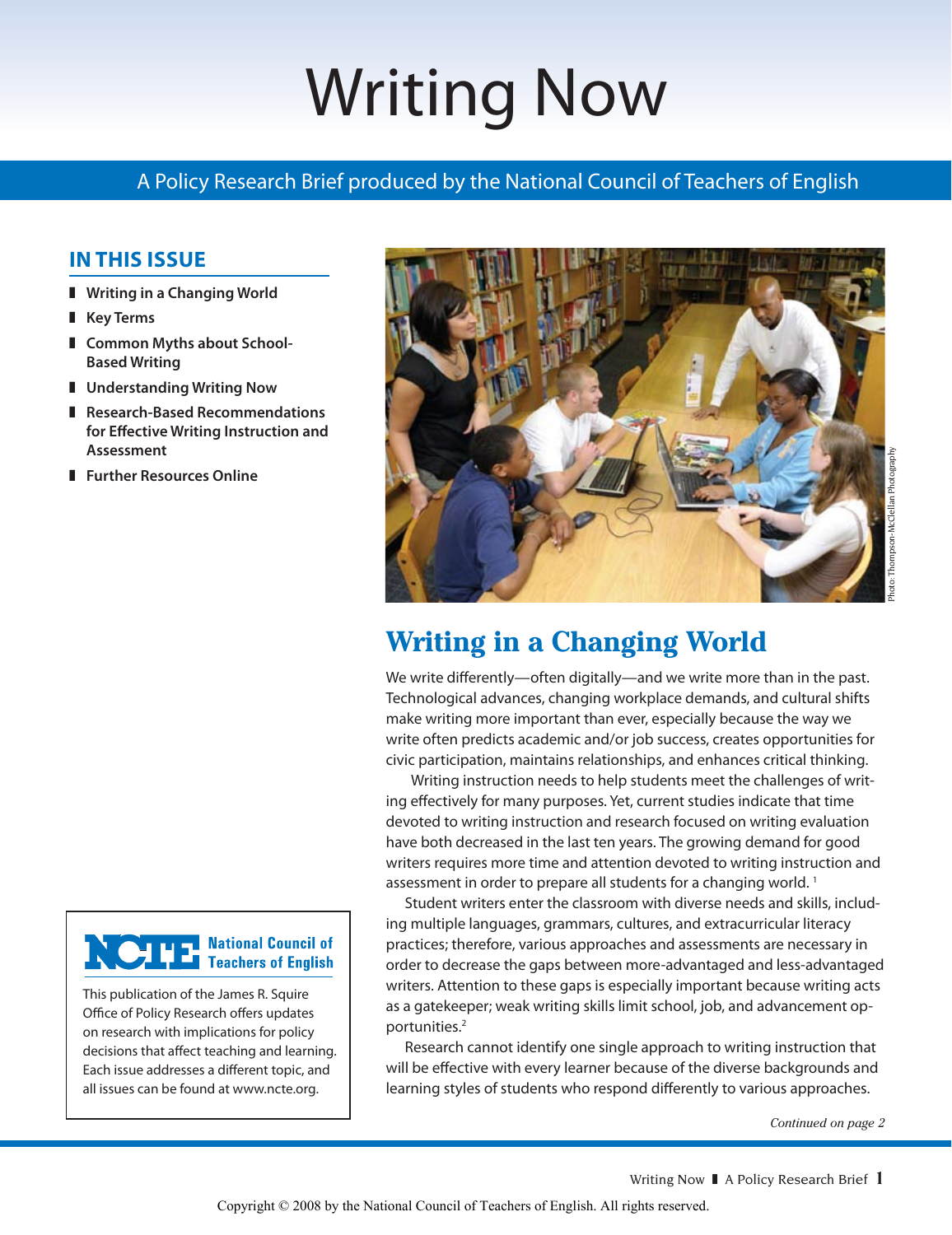# Writing Now

A Policy Research Brief produced by the National Council of Teachers of English

## IN THIS ISSUE

- Writing in a Changing World
- Key Terms
- Common Myths about School-Based Writing
- Understanding Writing Now
- Research-Based Recommendations for Effective Writing Instruction and Assessment
- Further Resources Online

Photo: Thompson-McClellan Photography

## Writing in a Changing World

We write differently—often digitally—and we write more than in the past. Technological advances, changing workplace demands, and cultural shifts make writing more important than ever, especially because the way we write often predicts academic and/or job success, creates opportunities for civic participation, maintains relationships, and enhances critical thinking.

Writing instruction needs to help students meet the challenges of writing effectively for many purposes. Yet, current studies indicate that time devoted to writing instruction and research focused on writing evaluation have both decreased in the last ten years. The growing demand for good writers requires more time and attention devoted to writing instruction and assessment in order to prepare all students for a changing world. [1]

Student writers enter the classroom with diverse needs and skills, including multiple languages, grammars, cultures, and extracurricular literacy practices; therefore, various approaches and assessments are necessary in order to decrease the gaps between more-advantaged and less-advantaged writers. Attention to these gaps is especially important because writing acts as a gatekeeper; weak writing skills limit school, job, and advancement opportunities.[2]

Research cannot identify one single approach to writing instruction that will be effective with every learner because of the diverse backgrounds and learning styles of students who respond differently to various approaches.

*Continued on page 2*

**NCTE** National Council of Teachers of English

This publication of the James R. Squire Office of Policy Research offers updates on research with implications for policy decisions that affect teaching and learning. Each issue addresses a different topic, and all issues can be found at www.ncte.org.

Copyright © 2008 by the National Council of Teachers of English. All rights reserved.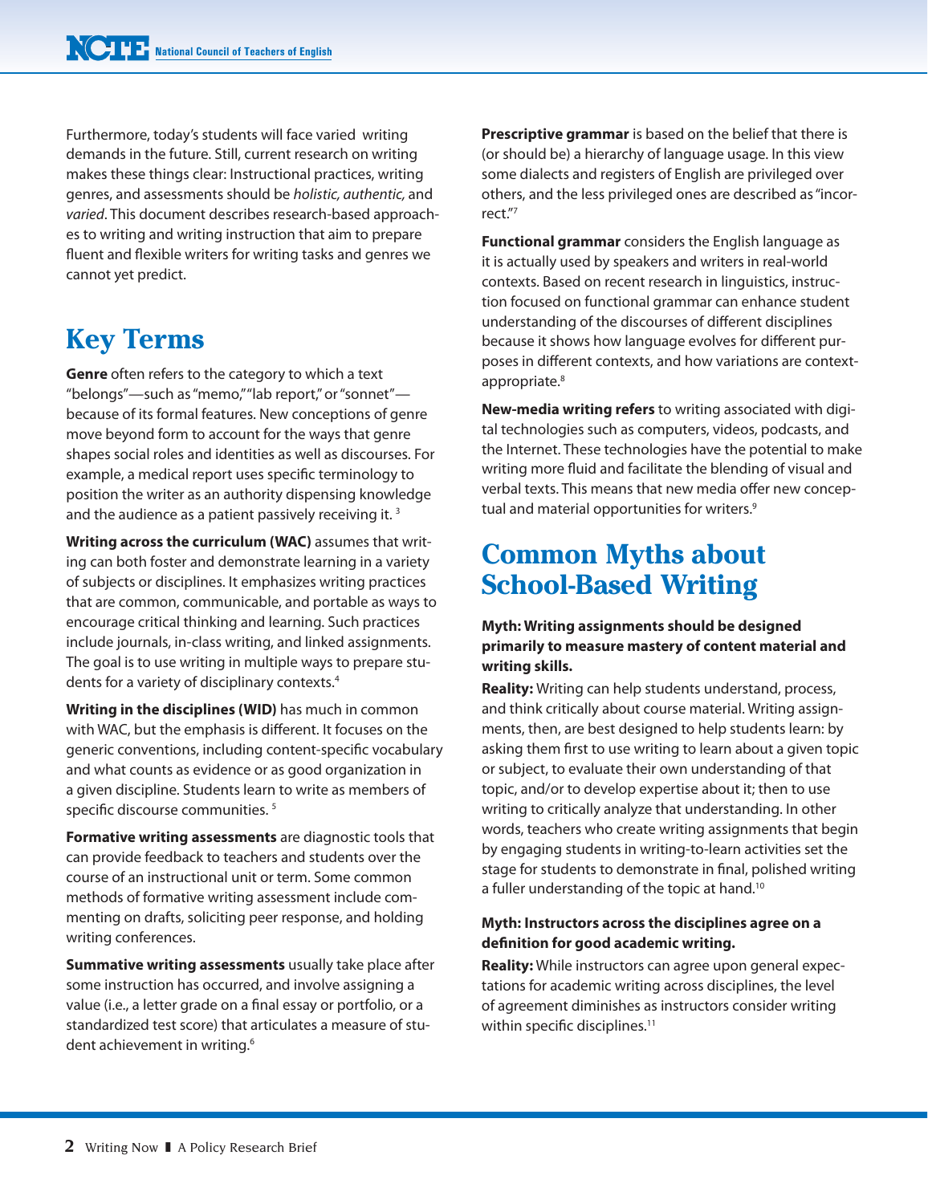Furthermore, today's students will face varied writing demands in the future. Still, current research on writing makes these things clear: Instructional practices, writing genres, and assessments should be *holistic, authentic,* and *varied*. This document describes research-based approaches to writing and writing instruction that aim to prepare fluent and flexible writers for writing tasks and genres we cannot yet predict.

## Key Terms

**Genre** often refers to the category to which a text "belongs"—such as "memo," "lab report," or "sonnet"—because of its formal features. New conceptions of genre move beyond form to account for the ways that genre shapes social roles and identities as well as discourses. For example, a medical report uses specific terminology to position the writer as an authority dispensing knowledge and the audience as a patient passively receiving it. [3]

**Writing across the curriculum (WAC)** assumes that writing can both foster and demonstrate learning in a variety of subjects or disciplines. It emphasizes writing practices that are common, communicable, and portable as ways to encourage critical thinking and learning. Such practices include journals, in-class writing, and linked assignments. The goal is to use writing in multiple ways to prepare students for a variety of disciplinary contexts.[4]

**Writing in the disciplines (WID)** has much in common with WAC, but the emphasis is different. It focuses on the generic conventions, including content-specific vocabulary and what counts as evidence or as good organization in a given discipline. Students learn to write as members of specific discourse communities. [5]

**Formative writing assessments** are diagnostic tools that can provide feedback to teachers and students over the course of an instructional unit or term. Some common methods of formative writing assessment include commenting on drafts, soliciting peer response, and holding writing conferences.

**Summative writing assessments** usually take place after some instruction has occurred, and involve assigning a value (i.e., a letter grade on a final essay or portfolio, or a standardized test score) that articulates a measure of student achievement in writing.[6]

**Prescriptive grammar** is based on the belief that there is (or should be) a hierarchy of language usage. In this view some dialects and registers of English are privileged over others, and the less privileged ones are described as "incorrect."[7]

**Functional grammar** considers the English language as it is actually used by speakers and writers in real-world contexts. Based on recent research in linguistics, instruction focused on functional grammar can enhance student understanding of the discourses of different disciplines because it shows how language evolves for different purposes in different contexts, and how variations are context-appropriate.[8]

**New-media writing refers** to writing associated with digital technologies such as computers, videos, podcasts, and the Internet. These technologies have the potential to make writing more fluid and facilitate the blending of visual and verbal texts. This means that new media offer new conceptual and material opportunities for writers.[9]

## Common Myths about School-Based Writing

**Myth: Writing assignments should be designed primarily to measure mastery of content material and writing skills.**

**Reality:** Writing can help students understand, process, and think critically about course material. Writing assignments, then, are best designed to help students learn: by asking them first to use writing to learn about a given topic or subject, to evaluate their own understanding of that topic, and/or to develop expertise about it; then to use writing to critically analyze that understanding. In other words, teachers who create writing assignments that begin by engaging students in writing-to-learn activities set the stage for students to demonstrate in final, polished writing a fuller understanding of the topic at hand.[10]

**Myth: Instructors across the disciplines agree on a definition for good academic writing.**

**Reality:** While instructors can agree upon general expectations for academic writing across disciplines, the level of agreement diminishes as instructors consider writing within specific disciplines.[11]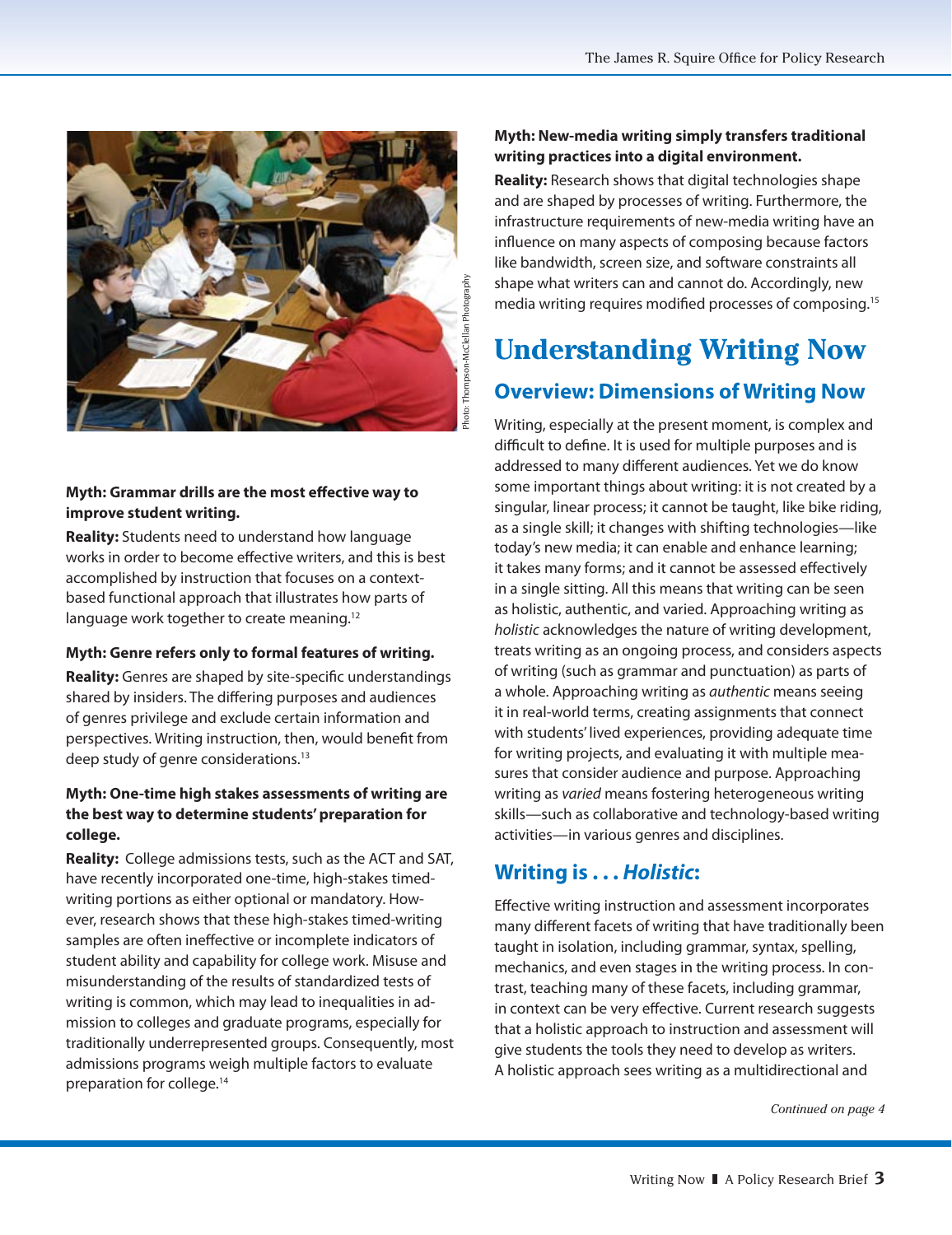**Myth: Grammar drills are the most effective way to improve student writing.**

**Reality:** Students need to understand how language works in order to become effective writers, and this is best accomplished by instruction that focuses on a context-based functional approach that illustrates how parts of language work together to create meaning.[12]

**Myth: Genre refers only to formal features of writing.**

**Reality:** Genres are shaped by site-specific understandings shared by insiders. The differing purposes and audiences of genres privilege and exclude certain information and perspectives. Writing instruction, then, would benefit from deep study of genre considerations.[13]

**Myth: One-time high stakes assessments of writing are the best way to determine students' preparation for college.**

**Reality:** College admissions tests, such as the ACT and SAT, have recently incorporated one-time, high-stakes timed-writing portions as either optional or mandatory. However, research shows that these high-stakes timed-writing samples are often ineffective or incomplete indicators of student ability and capability for college work. Misuse and misunderstanding of the results of standardized tests of writing is common, which may lead to inequalities in admission to colleges and graduate programs, especially for traditionally underrepresented groups. Consequently, most admissions programs weigh multiple factors to evaluate preparation for college.[14]

**Myth: New-media writing simply transfers traditional writing practices into a digital environment.**

**Reality:** Research shows that digital technologies shape and are shaped by processes of writing. Furthermore, the infrastructure requirements of new-media writing have an influence on many aspects of composing because factors like bandwidth, screen size, and software constraints all shape what writers can and cannot do. Accordingly, new media writing requires modified processes of composing.[15]

# Understanding Writing Now

## Overview: Dimensions of Writing Now

Writing, especially at the present moment, is complex and difficult to define. It is used for multiple purposes and is addressed to many different audiences. Yet we do know some important things about writing: it is not created by a singular, linear process; it cannot be taught, like bike riding, as a single skill; it changes with shifting technologies—like today's new media; it can enable and enhance learning; it takes many forms; and it cannot be assessed effectively in a single sitting. All this means that writing can be seen as holistic, authentic, and varied. Approaching writing as *holistic* acknowledges the nature of writing development, treats writing as an ongoing process, and considers aspects of writing (such as grammar and punctuation) as parts of a whole. Approaching writing as *authentic* means seeing it in real-world terms, creating assignments that connect with students' lived experiences, providing adequate time for writing projects, and evaluating it with multiple measures that consider audience and purpose. Approaching writing as *varied* means fostering heterogeneous writing skills—such as collaborative and technology-based writing activities—in various genres and disciplines.

## Writing is . . . *Holistic*:

Effective writing instruction and assessment incorporates many different facets of writing that have traditionally been taught in isolation, including grammar, syntax, spelling, mechanics, and even stages in the writing process. In contrast, teaching many of these facets, including grammar, in context can be very effective. Current research suggests that a holistic approach to instruction and assessment will give students the tools they need to develop as writers. A holistic approach sees writing as a multidirectional and

*Continued on page 4*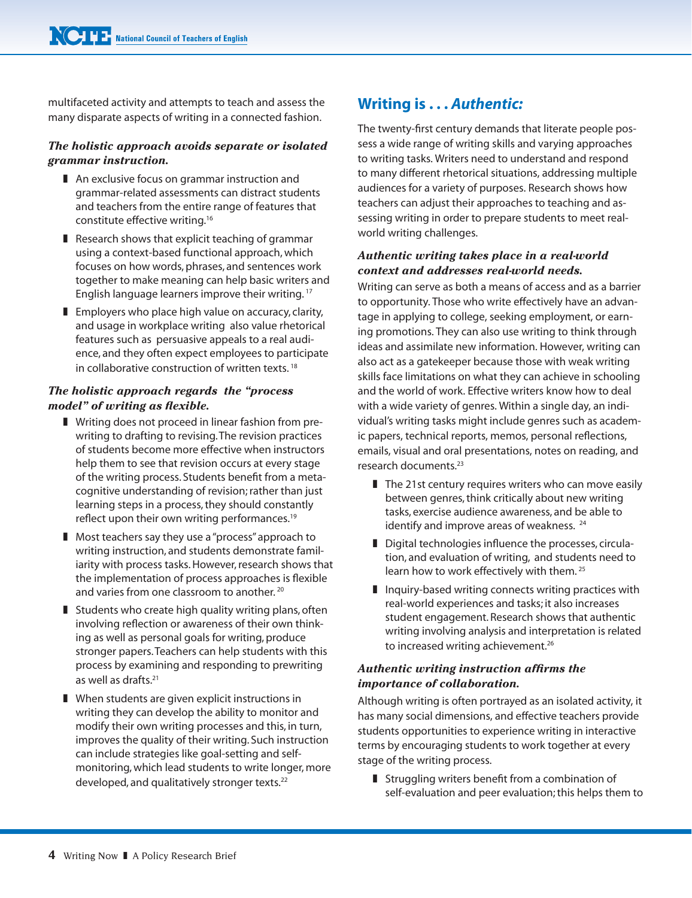multifaceted activity and attempts to teach and assess the many disparate aspects of writing in a connected fashion.

***The holistic approach avoids separate or isolated grammar instruction.***

- An exclusive focus on grammar instruction and grammar-related assessments can distract students and teachers from the entire range of features that constitute effective writing.[16]
- Research shows that explicit teaching of grammar using a context-based functional approach, which focuses on how words, phrases, and sentences work together to make meaning can help basic writers and English language learners improve their writing.[17]
- Employers who place high value on accuracy, clarity, and usage in workplace writing also value rhetorical features such as persuasive appeals to a real audience, and they often expect employees to participate in collaborative construction of written texts.[18]

***The holistic approach regards the "process model" of writing as flexible.***

- Writing does not proceed in linear fashion from prewriting to drafting to revising. The revision practices of students become more effective when instructors help them to see that revision occurs at every stage of the writing process. Students benefit from a metacognitive understanding of revision; rather than just learning steps in a process, they should constantly reflect upon their own writing performances.[19]
- Most teachers say they use a "process" approach to writing instruction, and students demonstrate familiarity with process tasks. However, research shows that the implementation of process approaches is flexible and varies from one classroom to another.[20]
- Students who create high quality writing plans, often involving reflection or awareness of their own thinking as well as personal goals for writing, produce stronger papers. Teachers can help students with this process by examining and responding to prewriting as well as drafts.[21]
- When students are given explicit instructions in writing they can develop the ability to monitor and modify their own writing processes and this, in turn, improves the quality of their writing. Such instruction can include strategies like goal-setting and self-monitoring, which lead students to write longer, more developed, and qualitatively stronger texts.[22]

## Writing is . . . *Authentic:*

The twenty-first century demands that literate people possess a wide range of writing skills and varying approaches to writing tasks. Writers need to understand and respond to many different rhetorical situations, addressing multiple audiences for a variety of purposes. Research shows how teachers can adjust their approaches to teaching and assessing writing in order to prepare students to meet real-world writing challenges.

***Authentic writing takes place in a real-world context and addresses real-world needs.***

Writing can serve as both a means of access and as a barrier to opportunity. Those who write effectively have an advantage in applying to college, seeking employment, or earning promotions. They can also use writing to think through ideas and assimilate new information. However, writing can also act as a gatekeeper because those with weak writing skills face limitations on what they can achieve in schooling and the world of work. Effective writers know how to deal with a wide variety of genres. Within a single day, an individual's writing tasks might include genres such as academic papers, technical reports, memos, personal reflections, emails, visual and oral presentations, notes on reading, and research documents.[23]

- The 21st century requires writers who can move easily between genres, think critically about new writing tasks, exercise audience awareness, and be able to identify and improve areas of weakness.[24]
- Digital technologies influence the processes, circulation, and evaluation of writing, and students need to learn how to work effectively with them.[25]
- Inquiry-based writing connects writing practices with real-world experiences and tasks; it also increases student engagement. Research shows that authentic writing involving analysis and interpretation is related to increased writing achievement.[26]

***Authentic writing instruction affirms the importance of collaboration.***

Although writing is often portrayed as an isolated activity, it has many social dimensions, and effective teachers provide students opportunities to experience writing in interactive terms by encouraging students to work together at every stage of the writing process.

- Struggling writers benefit from a combination of self-evaluation and peer evaluation; this helps them to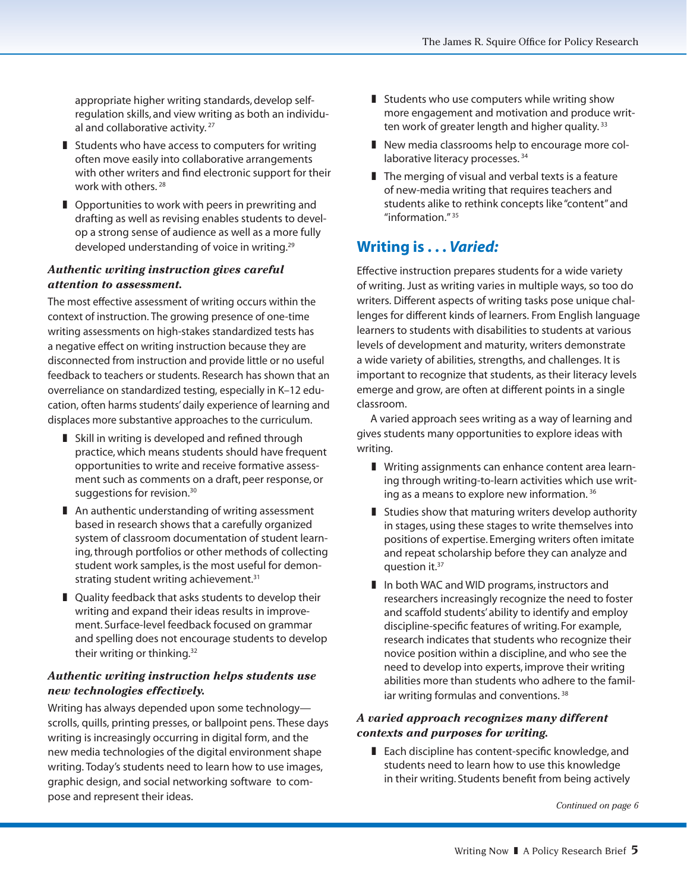appropriate higher writing standards, develop self-regulation skills, and view writing as both an individual and collaborative activity.[27]

- Students who have access to computers for writing often move easily into collaborative arrangements with other writers and find electronic support for their work with others.[28]
- Opportunities to work with peers in prewriting and drafting as well as revising enables students to develop a strong sense of audience as well as a more fully developed understanding of voice in writing.[29]

### *Authentic writing instruction gives careful attention to assessment.*

The most effective assessment of writing occurs within the context of instruction. The growing presence of one-time writing assessments on high-stakes standardized tests has a negative effect on writing instruction because they are disconnected from instruction and provide little or no useful feedback to teachers or students. Research has shown that an overreliance on standardized testing, especially in K–12 education, often harms students' daily experience of learning and displaces more substantive approaches to the curriculum.

- Skill in writing is developed and refined through practice, which means students should have frequent opportunities to write and receive formative assessment such as comments on a draft, peer response, or suggestions for revision.[30]
- An authentic understanding of writing assessment based in research shows that a carefully organized system of classroom documentation of student learning, through portfolios or other methods of collecting student work samples, is the most useful for demonstrating student writing achievement.[31]
- Quality feedback that asks students to develop their writing and expand their ideas results in improvement. Surface-level feedback focused on grammar and spelling does not encourage students to develop their writing or thinking.[32]

### *Authentic writing instruction helps students use new technologies effectively.*

Writing has always depended upon some technology—scrolls, quills, printing presses, or ballpoint pens. These days writing is increasingly occurring in digital form, and the new media technologies of the digital environment shape writing. Today's students need to learn how to use images, graphic design, and social networking software to compose and represent their ideas.

- Students who use computers while writing show more engagement and motivation and produce written work of greater length and higher quality.[33]
- New media classrooms help to encourage more collaborative literacy processes.[34]
- The merging of visual and verbal texts is a feature of new-media writing that requires teachers and students alike to rethink concepts like "content" and "information."[35]

## Writing is . . . *Varied:*

Effective instruction prepares students for a wide variety of writing. Just as writing varies in multiple ways, so too do writers. Different aspects of writing tasks pose unique challenges for different kinds of learners. From English language learners to students with disabilities to students at various levels of development and maturity, writers demonstrate a wide variety of abilities, strengths, and challenges. It is important to recognize that students, as their literacy levels emerge and grow, are often at different points in a single classroom.

A varied approach sees writing as a way of learning and gives students many opportunities to explore ideas with writing.

- Writing assignments can enhance content area learning through writing-to-learn activities which use writing as a means to explore new information.[36]
- Studies show that maturing writers develop authority in stages, using these stages to write themselves into positions of expertise. Emerging writers often imitate and repeat scholarship before they can analyze and question it.[37]
- In both WAC and WID programs, instructors and researchers increasingly recognize the need to foster and scaffold students' ability to identify and employ discipline-specific features of writing. For example, research indicates that students who recognize their novice position within a discipline, and who see the need to develop into experts, improve their writing abilities more than students who adhere to the familiar writing formulas and conventions.[38]

### *A varied approach recognizes many different contexts and purposes for writing.*

- Each discipline has content-specific knowledge, and students need to learn how to use this knowledge in their writing. Students benefit from being actively

*Continued on page 6*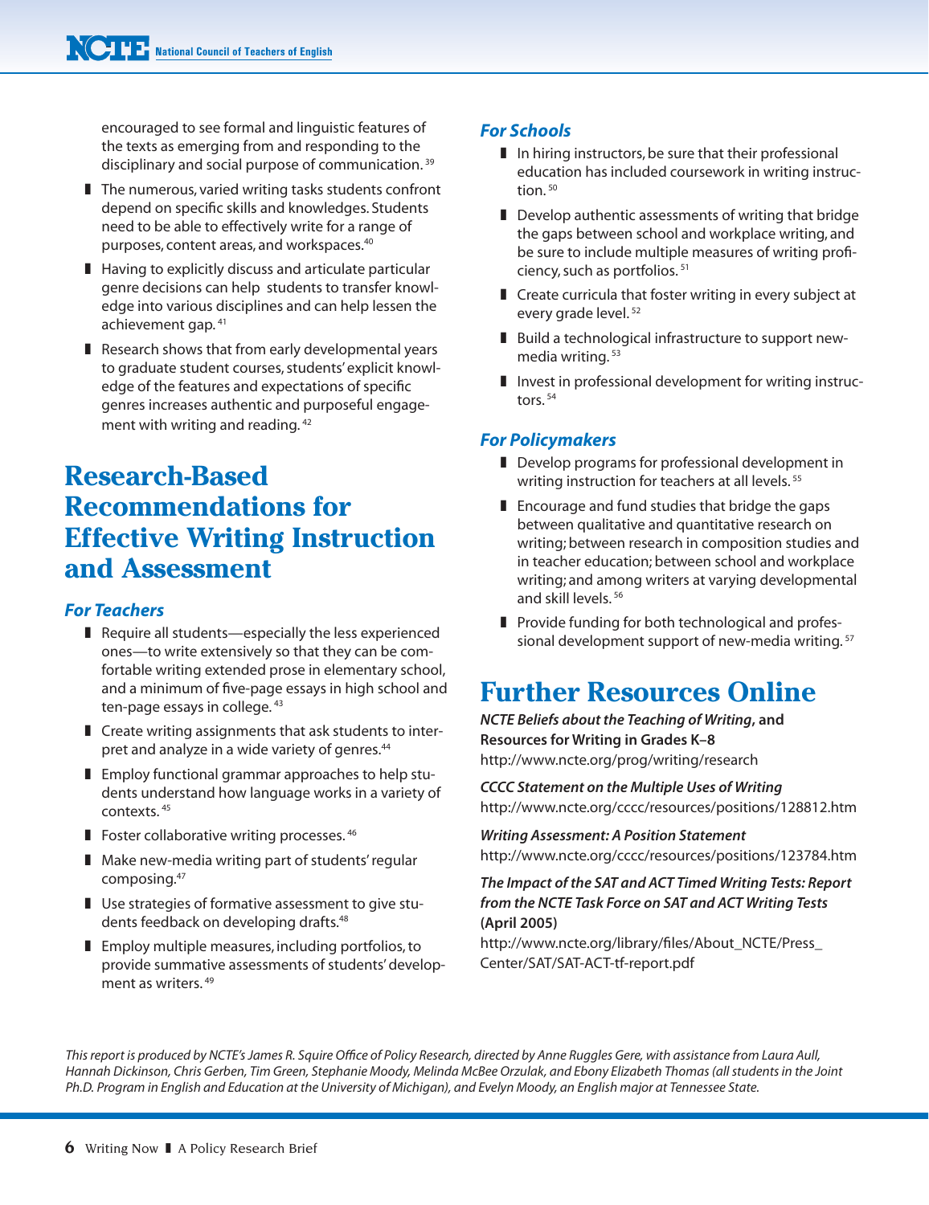encouraged to see formal and linguistic features of the texts as emerging from and responding to the disciplinary and social purpose of communication.[39]

- The numerous, varied writing tasks students confront depend on specific skills and knowledges. Students need to be able to effectively write for a range of purposes, content areas, and workspaces.[40]
- Having to explicitly discuss and articulate particular genre decisions can help students to transfer knowledge into various disciplines and can help lessen the achievement gap.[41]
- Research shows that from early developmental years to graduate student courses, students' explicit knowledge of the features and expectations of specific genres increases authentic and purposeful engagement with writing and reading.[42]

# Research-Based Recommendations for Effective Writing Instruction and Assessment

### *For Teachers*

- Require all students—especially the less experienced ones—to write extensively so that they can be comfortable writing extended prose in elementary school, and a minimum of five-page essays in high school and ten-page essays in college.[43]
- Create writing assignments that ask students to interpret and analyze in a wide variety of genres.[44]
- Employ functional grammar approaches to help students understand how language works in a variety of contexts.[45]
- Foster collaborative writing processes.[46]
- Make new-media writing part of students' regular composing.[47]
- Use strategies of formative assessment to give students feedback on developing drafts.[48]
- Employ multiple measures, including portfolios, to provide summative assessments of students' development as writers.[49]

### *For Schools*

- In hiring instructors, be sure that their professional education has included coursework in writing instruction.[50]
- Develop authentic assessments of writing that bridge the gaps between school and workplace writing, and be sure to include multiple measures of writing proficiency, such as portfolios.[51]
- Create curricula that foster writing in every subject at every grade level.[52]
- Build a technological infrastructure to support new-media writing.[53]
- Invest in professional development for writing instructors.[54]

### *For Policymakers*

- Develop programs for professional development in writing instruction for teachers at all levels.[55]
- Encourage and fund studies that bridge the gaps between qualitative and quantitative research on writing; between research in composition studies and in teacher education; between school and workplace writing; and among writers at varying developmental and skill levels.[56]
- Provide funding for both technological and professional development support of new-media writing.[57]

# Further Resources Online

***NCTE Beliefs about the Teaching of Writing*, and Resources for Writing in Grades K–8**
http://www.ncte.org/prog/writing/research

***CCCC Statement on the Multiple Uses of Writing***
http://www.ncte.org/cccc/resources/positions/128812.htm

***Writing Assessment: A Position Statement***
http://www.ncte.org/cccc/resources/positions/123784.htm

***The Impact of the SAT and ACT Timed Writing Tests: Report from the NCTE Task Force on SAT and ACT Writing Tests* (April 2005)**
http://www.ncte.org/library/files/About_NCTE/Press_Center/SAT/SAT-ACT-tf-report.pdf

*This report is produced by NCTE's James R. Squire Office of Policy Research, directed by Anne Ruggles Gere, with assistance from Laura Aull, Hannah Dickinson, Chris Gerben, Tim Green, Stephanie Moody, Melinda McBee Orzulak, and Ebony Elizabeth Thomas (all students in the Joint Ph.D. Program in English and Education at the University of Michigan), and Evelyn Moody, an English major at Tennessee State.*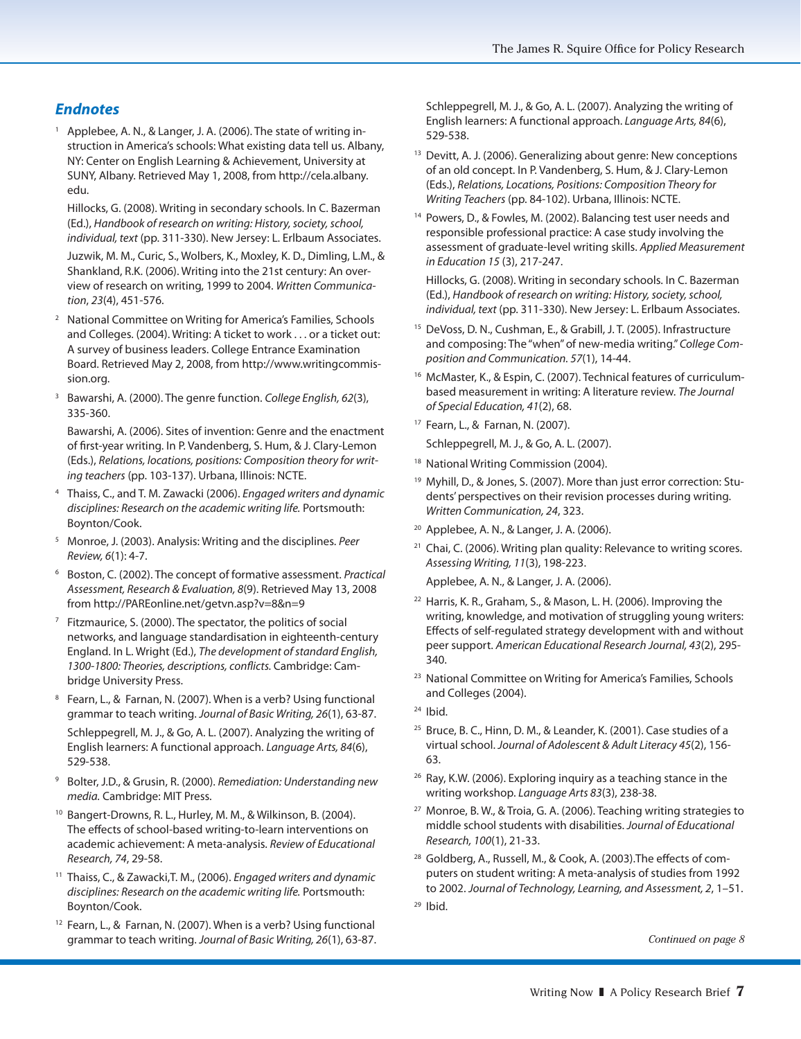## Endnotes

1. Applebee, A. N., & Langer, J. A. (2006). The state of writing instruction in America's schools: What existing data tell us. Albany, NY: Center on English Learning & Achievement, University at SUNY, Albany. Retrieved May 1, 2008, from http://cela.albany.edu.

   Hillocks, G. (2008). Writing in secondary schools. In C. Bazerman (Ed.), *Handbook of research on writing: History, society, school, individual, text* (pp. 311-330). New Jersey: L. Erlbaum Associates.

   Juzwik, M. M., Curic, S., Wolbers, K., Moxley, K. D., Dimling, L.M., & Shankland, R.K. (2006). Writing into the 21st century: An overview of research on writing, 1999 to 2004. *Written Communication*, *23*(4), 451-576.

2. National Committee on Writing for America's Families, Schools and Colleges. (2004). Writing: A ticket to work . . . or a ticket out: A survey of business leaders. College Entrance Examination Board. Retrieved May 2, 2008, from http://www.writingcommission.org.

3. Bawarshi, A. (2000). The genre function. *College English, 62*(3), 335-360.

   Bawarshi, A. (2006). Sites of invention: Genre and the enactment of first-year writing. In P. Vandenberg, S. Hum, & J. Clary-Lemon (Eds.), *Relations, locations, positions: Composition theory for writing teachers* (pp. 103-137). Urbana, Illinois: NCTE.

4. Thaiss, C., and T. M. Zawacki (2006). *Engaged writers and dynamic disciplines: Research on the academic writing life.* Portsmouth: Boynton/Cook.

5. Monroe, J. (2003). Analysis: Writing and the disciplines. *Peer Review, 6*(1): 4-7.

6. Boston, C. (2002). The concept of formative assessment. *Practical Assessment, Research & Evaluation, 8*(9). Retrieved May 13, 2008 from http://PAREonline.net/getvn.asp?v=8&n=9

7. Fitzmaurice, S. (2000). The spectator, the politics of social networks, and language standardisation in eighteenth-century England. In L. Wright (Ed.), *The development of standard English, 1300-1800: Theories, descriptions, conflicts.* Cambridge: Cambridge University Press.

8. Fearn, L., & Farnan, N. (2007). When is a verb? Using functional grammar to teach writing. *Journal of Basic Writing, 26*(1), 63-87.

   Schleppegrell, M. J., & Go, A. L. (2007). Analyzing the writing of English learners: A functional approach. *Language Arts, 84*(6), 529-538.

9. Bolter, J.D., & Grusin, R. (2000). *Remediation: Understanding new media.* Cambridge: MIT Press.

10. Bangert-Drowns, R. L., Hurley, M. M., & Wilkinson, B. (2004). The effects of school-based writing-to-learn interventions on academic achievement: A meta-analysis. *Review of Educational Research, 74*, 29-58.

11. Thaiss, C., & Zawacki,T. M., (2006). *Engaged writers and dynamic disciplines: Research on the academic writing life.* Portsmouth: Boynton/Cook.

12. Fearn, L., & Farnan, N. (2007). When is a verb? Using functional grammar to teach writing. *Journal of Basic Writing, 26*(1), 63-87.

    Schleppegrell, M. J., & Go, A. L. (2007). Analyzing the writing of English learners: A functional approach. *Language Arts, 84*(6), 529-538.

13. Devitt, A. J. (2006). Generalizing about genre: New conceptions of an old concept. In P. Vandenberg, S. Hum, & J. Clary-Lemon (Eds.), *Relations, Locations, Positions: Composition Theory for Writing Teachers* (pp. 84-102). Urbana, Illinois: NCTE.

14. Powers, D., & Fowles, M. (2002). Balancing test user needs and responsible professional practice: A case study involving the assessment of graduate-level writing skills. *Applied Measurement in Education 15* (3), 217-247.

    Hillocks, G. (2008). Writing in secondary schools. In C. Bazerman (Ed.), *Handbook of research on writing: History, society, school, individual, text* (pp. 311-330). New Jersey: L. Erlbaum Associates.

15. DeVoss, D. N., Cushman, E., & Grabill, J. T. (2005). Infrastructure and composing: The "when" of new-media writing." *College Composition and Communication. 57*(1), 14-44.

16. McMaster, K., & Espin, C. (2007). Technical features of curriculum-based measurement in writing: A literature review. *The Journal of Special Education, 41*(2), 68.

17. Fearn, L., & Farnan, N. (2007).

    Schleppegrell, M. J., & Go, A. L. (2007).

18. National Writing Commission (2004).

19. Myhill, D., & Jones, S. (2007). More than just error correction: Students' perspectives on their revision processes during writing. *Written Communication, 24*, 323.

20. Applebee, A. N., & Langer, J. A. (2006).

21. Chai, C. (2006). Writing plan quality: Relevance to writing scores. *Assessing Writing, 11*(3), 198-223.

    Applebee, A. N., & Langer, J. A. (2006).

22. Harris, K. R., Graham, S., & Mason, L. H. (2006). Improving the writing, knowledge, and motivation of struggling young writers: Effects of self-regulated strategy development with and without peer support. *American Educational Research Journal, 43*(2), 295-340.

23. National Committee on Writing for America's Families, Schools and Colleges (2004).

24. Ibid.

25. Bruce, B. C., Hinn, D. M., & Leander, K. (2001). Case studies of a virtual school. *Journal of Adolescent & Adult Literacy 45*(2), 156-63.

26. Ray, K.W. (2006). Exploring inquiry as a teaching stance in the writing workshop. *Language Arts 83*(3), 238-38.

27. Monroe, B. W., & Troia, G. A. (2006). Teaching writing strategies to middle school students with disabilities. *Journal of Educational Research, 100*(1), 21-33.

28. Goldberg, A., Russell, M., & Cook, A. (2003).The effects of computers on student writing: A meta-analysis of studies from 1992 to 2002. *Journal of Technology, Learning, and Assessment, 2*, 1–51.

29. Ibid.

*Continued on page 8*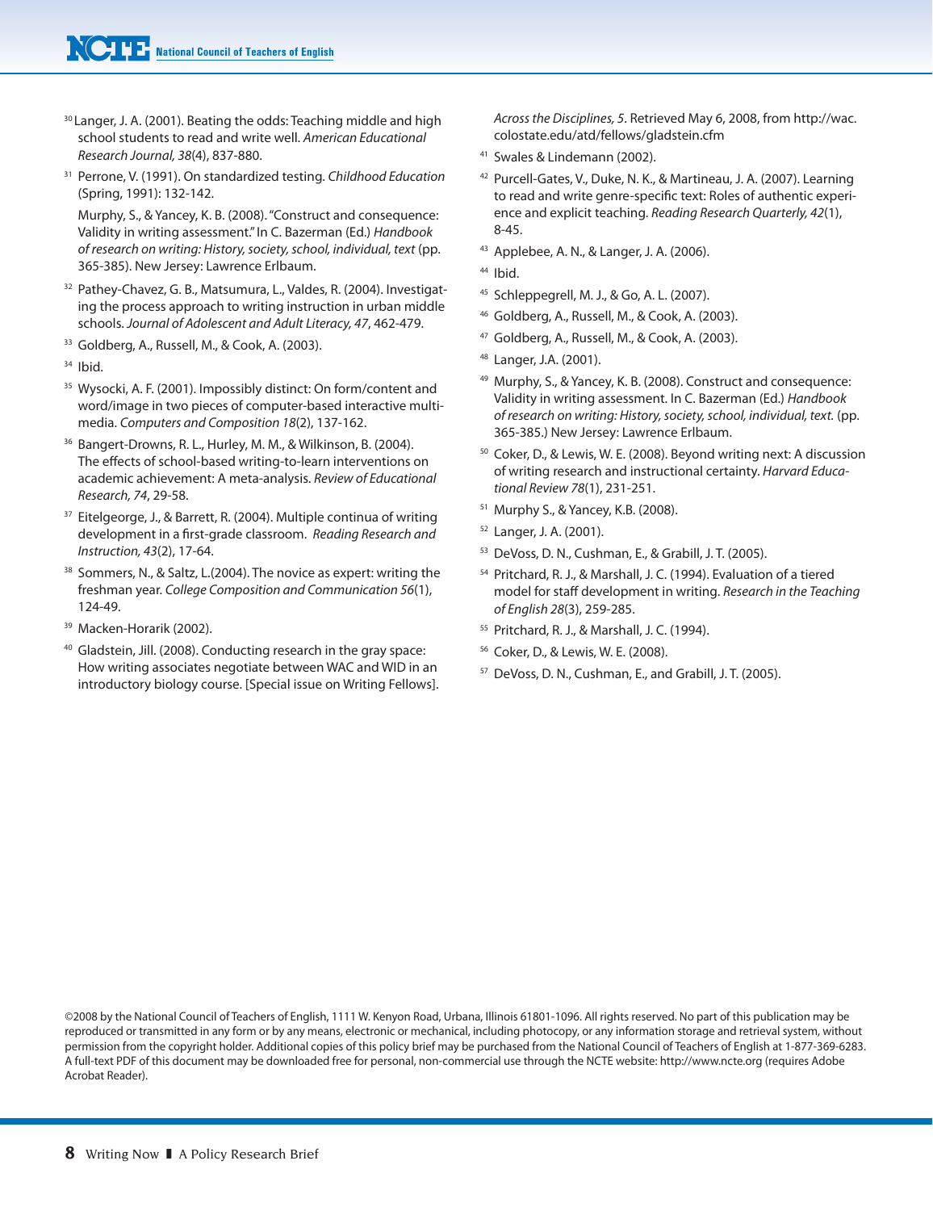[30] Langer, J. A. (2001). Beating the odds: Teaching middle and high school students to read and write well. *American Educational Research Journal, 38*(4), 837-880.

[31] Perrone, V. (1991). On standardized testing. *Childhood Education* (Spring, 1991): 132-142.

Murphy, S., & Yancey, K. B. (2008). "Construct and consequence: Validity in writing assessment." In C. Bazerman (Ed.) *Handbook of research on writing: History, society, school, individual, text* (pp. 365-385). New Jersey: Lawrence Erlbaum.

[32] Pathey-Chavez, G. B., Matsumura, L., Valdes, R. (2004). Investigating the process approach to writing instruction in urban middle schools. *Journal of Adolescent and Adult Literacy, 47*, 462-479.

[33] Goldberg, A., Russell, M., & Cook, A. (2003).

[34] Ibid.

[35] Wysocki, A. F. (2001). Impossibly distinct: On form/content and word/image in two pieces of computer-based interactive multimedia. *Computers and Composition 18*(2), 137-162.

[36] Bangert-Drowns, R. L., Hurley, M. M., & Wilkinson, B. (2004). The effects of school-based writing-to-learn interventions on academic achievement: A meta-analysis. *Review of Educational Research, 74*, 29-58.

[37] Eitelgeorge, J., & Barrett, R. (2004). Multiple continua of writing development in a first-grade classroom. *Reading Research and Instruction, 43*(2), 17-64.

[38] Sommers, N., & Saltz, L.(2004). The novice as expert: writing the freshman year. *College Composition and Communication 56*(1), 124-49.

[39] Macken-Horarik (2002).

[40] Gladstein, Jill. (2008). Conducting research in the gray space: How writing associates negotiate between WAC and WID in an introductory biology course. [Special issue on Writing Fellows]. *Across the Disciplines, 5*. Retrieved May 6, 2008, from http://wac.colostate.edu/atd/fellows/gladstein.cfm

[41] Swales & Lindemann (2002).

[42] Purcell-Gates, V., Duke, N. K., & Martineau, J. A. (2007). Learning to read and write genre-specific text: Roles of authentic experience and explicit teaching. *Reading Research Quarterly, 42*(1), 8-45.

[43] Applebee, A. N., & Langer, J. A. (2006).

[44] Ibid.

[45] Schleppegrell, M. J., & Go, A. L. (2007).

[46] Goldberg, A., Russell, M., & Cook, A. (2003).

[47] Goldberg, A., Russell, M., & Cook, A. (2003).

[48] Langer, J.A. (2001).

[49] Murphy, S., & Yancey, K. B. (2008). Construct and consequence: Validity in writing assessment. In C. Bazerman (Ed.) *Handbook of research on writing: History, society, school, individual, text.* (pp. 365-385.) New Jersey: Lawrence Erlbaum.

[50] Coker, D., & Lewis, W. E. (2008). Beyond writing next: A discussion of writing research and instructional certainty. *Harvard Educational Review 78*(1), 231-251.

[51] Murphy S., & Yancey, K.B. (2008).

[52] Langer, J. A. (2001).

[53] DeVoss, D. N., Cushman, E., & Grabill, J. T. (2005).

[54] Pritchard, R. J., & Marshall, J. C. (1994). Evaluation of a tiered model for staff development in writing. *Research in the Teaching of English 28*(3), 259-285.

[55] Pritchard, R. J., & Marshall, J. C. (1994).

[56] Coker, D., & Lewis, W. E. (2008).

[57] DeVoss, D. N., Cushman, E., and Grabill, J. T. (2005).

©2008 by the National Council of Teachers of English, 1111 W. Kenyon Road, Urbana, Illinois 61801-1096. All rights reserved. No part of this publication may be reproduced or transmitted in any form or by any means, electronic or mechanical, including photocopy, or any information storage and retrieval system, without permission from the copyright holder. Additional copies of this policy brief may be purchased from the National Council of Teachers of English at 1-877-369-6283. A full-text PDF of this document may be downloaded free for personal, non-commercial use through the NCTE website: http://www.ncte.org (requires Adobe Acrobat Reader).